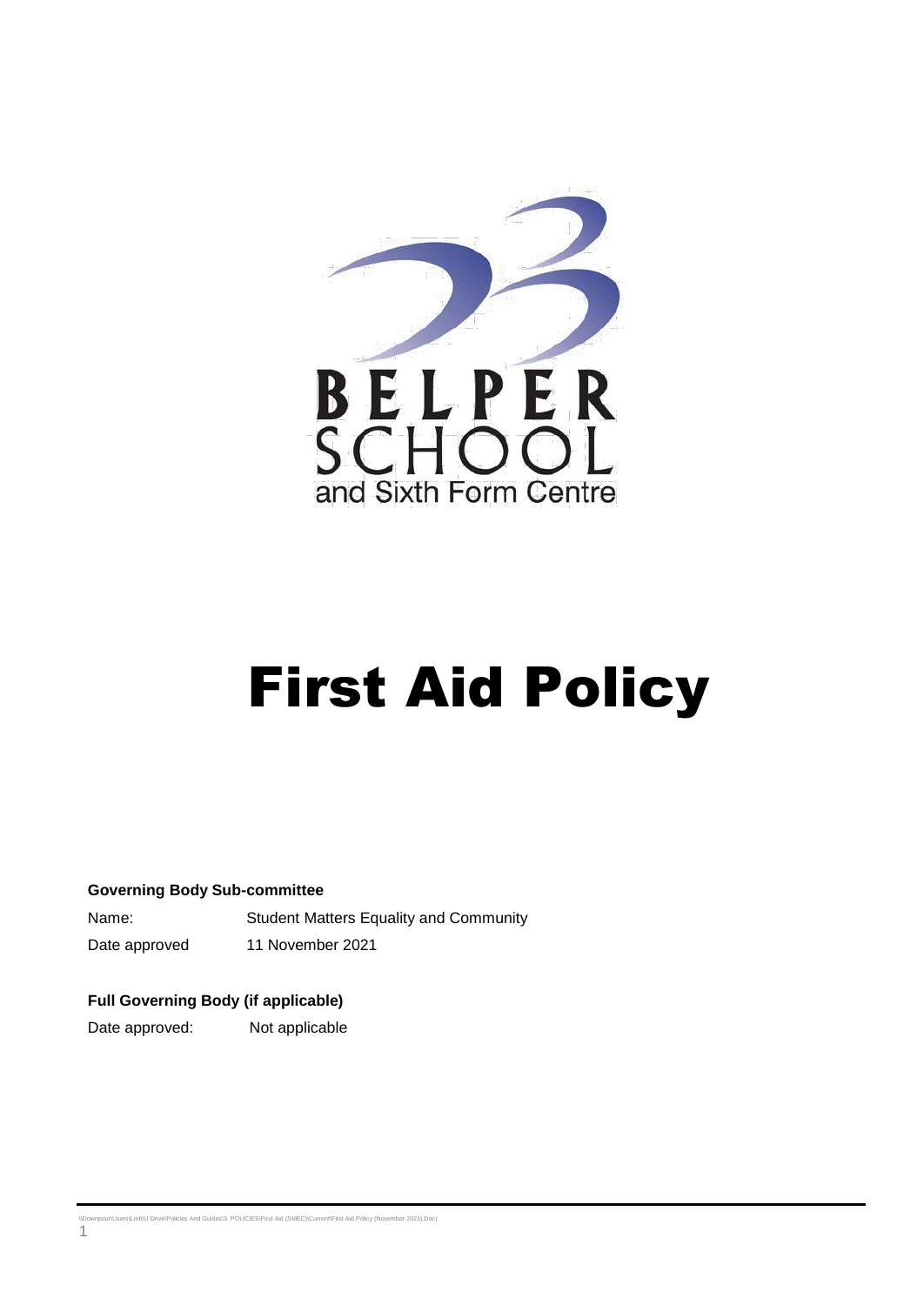BELPER SCHOOL and Sixth Form Centre

# First Aid Policy

**Governing Body Sub-committee**

| | |
|---|---|
| Name: | Student Matters Equality and Community |
| Date approved | 11 November 2021 |

**Full Governing Body (if applicable)**

| | |
|---|---|
| Date approved: | Not applicable |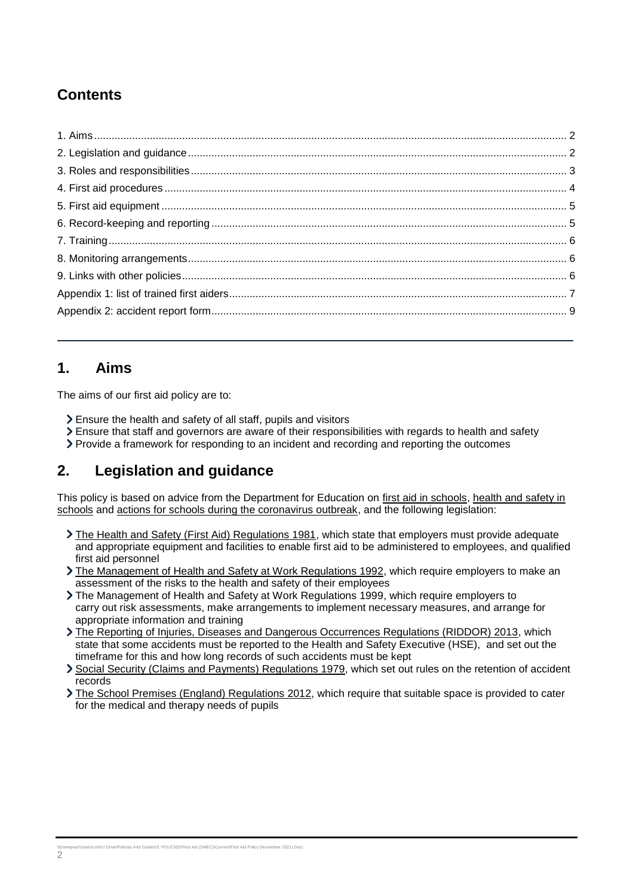## Contents

1. Aims ........................................................................ 2
2. Legislation and guidance ........................................................................ 2
3. Roles and responsibilities ........................................................................ 3
4. First aid procedures ........................................................................ 4
5. First aid equipment ........................................................................ 5
6. Record-keeping and reporting ........................................................................ 5
7. Training ........................................................................ 6
8. Monitoring arrangements ........................................................................ 6
9. Links with other policies ........................................................................ 6

Appendix 1: list of trained first aiders ........................................................................ 7

Appendix 2: accident report form ........................................................................ 9

---

## 1. Aims

The aims of our first aid policy are to:

- Ensure the health and safety of all staff, pupils and visitors
- Ensure that staff and governors are aware of their responsibilities with regards to health and safety
- Provide a framework for responding to an incident and recording and reporting the outcomes

## 2. Legislation and guidance

This policy is based on advice from the Department for Education on first aid in schools, health and safety in schools and actions for schools during the coronavirus outbreak, and the following legislation:

- The Health and Safety (First Aid) Regulations 1981, which state that employers must provide adequate and appropriate equipment and facilities to enable first aid to be administered to employees, and qualified first aid personnel
- The Management of Health and Safety at Work Regulations 1992, which require employers to make an assessment of the risks to the health and safety of their employees
- The Management of Health and Safety at Work Regulations 1999, which require employers to carry out risk assessments, make arrangements to implement necessary measures, and arrange for appropriate information and training
- The Reporting of Injuries, Diseases and Dangerous Occurrences Regulations (RIDDOR) 2013, which state that some accidents must be reported to the Health and Safety Executive (HSE), and set out the timeframe for this and how long records of such accidents must be kept
- Social Security (Claims and Payments) Regulations 1979, which set out rules on the retention of accident records
- The School Premises (England) Regulations 2012, which require that suitable space is provided to cater for the medical and therapy needs of pupils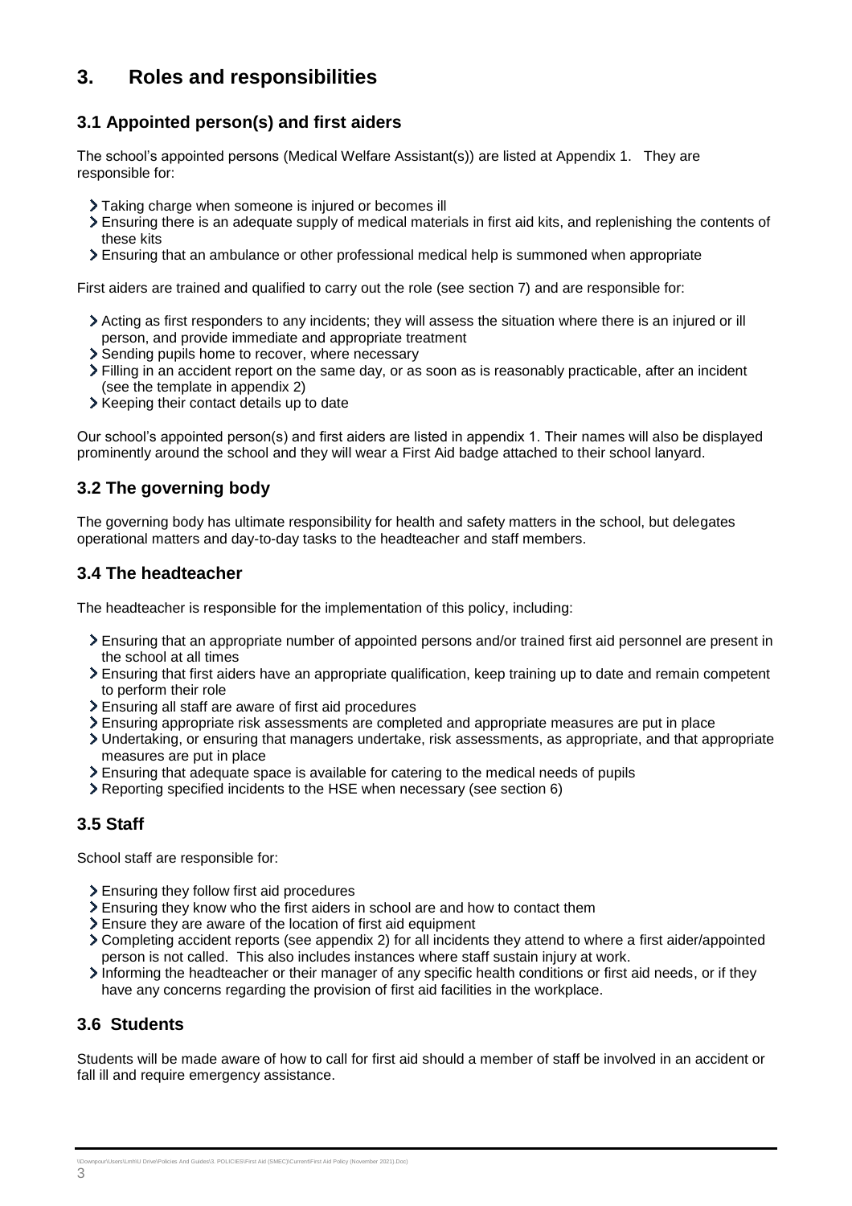# 3. Roles and responsibilities

## 3.1 Appointed person(s) and first aiders

The school's appointed persons (Medical Welfare Assistant(s)) are listed at Appendix 1. They are responsible for:

- Taking charge when someone is injured or becomes ill
- Ensuring there is an adequate supply of medical materials in first aid kits, and replenishing the contents of these kits
- Ensuring that an ambulance or other professional medical help is summoned when appropriate

First aiders are trained and qualified to carry out the role (see section 7) and are responsible for:

- Acting as first responders to any incidents; they will assess the situation where there is an injured or ill person, and provide immediate and appropriate treatment
- Sending pupils home to recover, where necessary
- Filling in an accident report on the same day, or as soon as is reasonably practicable, after an incident (see the template in appendix 2)
- Keeping their contact details up to date

Our school's appointed person(s) and first aiders are listed in appendix 1. Their names will also be displayed prominently around the school and they will wear a First Aid badge attached to their school lanyard.

## 3.2 The governing body

The governing body has ultimate responsibility for health and safety matters in the school, but delegates operational matters and day-to-day tasks to the headteacher and staff members.

## 3.4 The headteacher

The headteacher is responsible for the implementation of this policy, including:

- Ensuring that an appropriate number of appointed persons and/or trained first aid personnel are present in the school at all times
- Ensuring that first aiders have an appropriate qualification, keep training up to date and remain competent to perform their role
- Ensuring all staff are aware of first aid procedures
- Ensuring appropriate risk assessments are completed and appropriate measures are put in place
- Undertaking, or ensuring that managers undertake, risk assessments, as appropriate, and that appropriate measures are put in place
- Ensuring that adequate space is available for catering to the medical needs of pupils
- Reporting specified incidents to the HSE when necessary (see section 6)

## 3.5 Staff

School staff are responsible for:

- Ensuring they follow first aid procedures
- Ensuring they know who the first aiders in school are and how to contact them
- Ensure they are aware of the location of first aid equipment
- Completing accident reports (see appendix 2) for all incidents they attend to where a first aider/appointed person is not called. This also includes instances where staff sustain injury at work.
- Informing the headteacher or their manager of any specific health conditions or first aid needs, or if they have any concerns regarding the provision of first aid facilities in the workplace.

## 3.6 Students

Students will be made aware of how to call for first aid should a member of staff be involved in an accident or fall ill and require emergency assistance.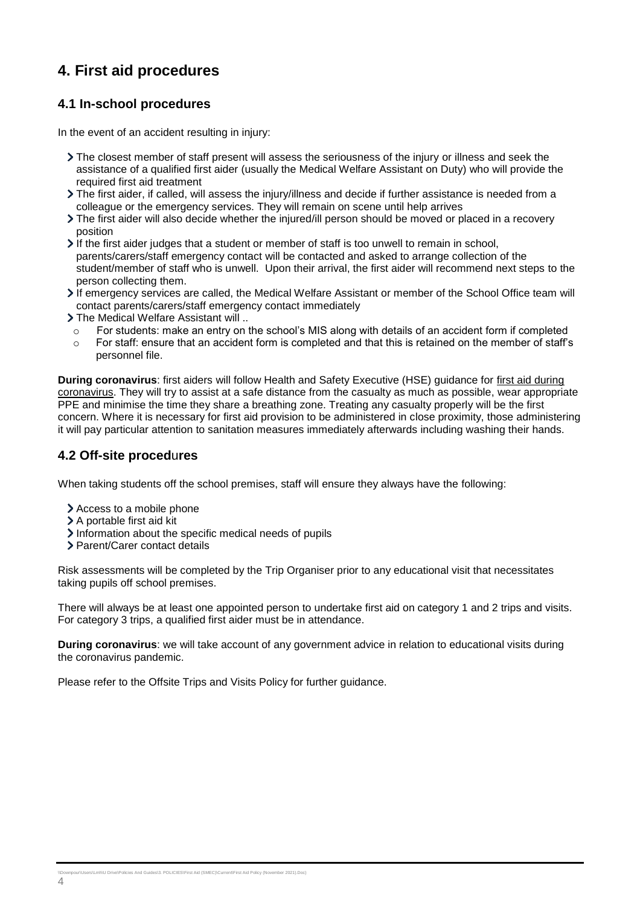# 4. First aid procedures

## 4.1 In-school procedures

In the event of an accident resulting in injury:

- The closest member of staff present will assess the seriousness of the injury or illness and seek the assistance of a qualified first aider (usually the Medical Welfare Assistant on Duty) who will provide the required first aid treatment
- The first aider, if called, will assess the injury/illness and decide if further assistance is needed from a colleague or the emergency services. They will remain on scene until help arrives
- The first aider will also decide whether the injured/ill person should be moved or placed in a recovery position
- If the first aider judges that a student or member of staff is too unwell to remain in school, parents/carers/staff emergency contact will be contacted and asked to arrange collection of the student/member of staff who is unwell. Upon their arrival, the first aider will recommend next steps to the person collecting them.
- If emergency services are called, the Medical Welfare Assistant or member of the School Office team will contact parents/carers/staff emergency contact immediately
- The Medical Welfare Assistant will ..
    - For students: make an entry on the school's MIS along with details of an accident form if completed
    - For staff: ensure that an accident form is completed and that this is retained on the member of staff's personnel file.

**During coronavirus**: first aiders will follow Health and Safety Executive (HSE) guidance for first aid during coronavirus. They will try to assist at a safe distance from the casualty as much as possible, wear appropriate PPE and minimise the time they share a breathing zone. Treating any casualty properly will be the first concern. Where it is necessary for first aid provision to be administered in close proximity, those administering it will pay particular attention to sanitation measures immediately afterwards including washing their hands.

## 4.2 Off-site procedures

When taking students off the school premises, staff will ensure they always have the following:

- Access to a mobile phone
- A portable first aid kit
- Information about the specific medical needs of pupils
- Parent/Carer contact details

Risk assessments will be completed by the Trip Organiser prior to any educational visit that necessitates taking pupils off school premises.

There will always be at least one appointed person to undertake first aid on category 1 and 2 trips and visits. For category 3 trips, a qualified first aider must be in attendance.

**During coronavirus**: we will take account of any government advice in relation to educational visits during the coronavirus pandemic.

Please refer to the Offsite Trips and Visits Policy for further guidance.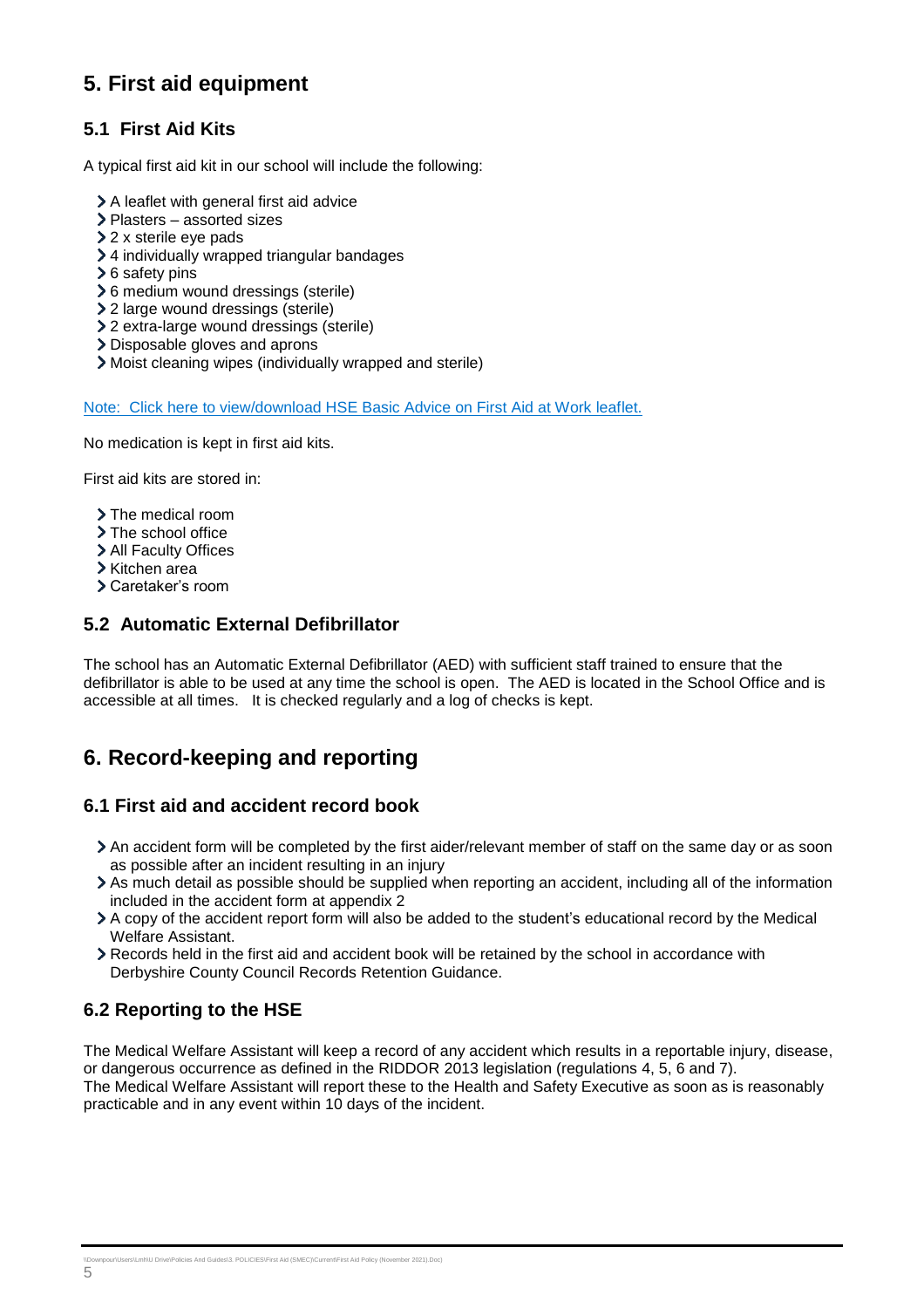## 5. First aid equipment

### 5.1 First Aid Kits

A typical first aid kit in our school will include the following:

- A leaflet with general first aid advice
- Plasters – assorted sizes
- 2 x sterile eye pads
- 4 individually wrapped triangular bandages
- 6 safety pins
- 6 medium wound dressings (sterile)
- 2 large wound dressings (sterile)
- 2 extra-large wound dressings (sterile)
- Disposable gloves and aprons
- Moist cleaning wipes (individually wrapped and sterile)

Note: Click here to view/download HSE Basic Advice on First Aid at Work leaflet.

No medication is kept in first aid kits.

First aid kits are stored in:

- The medical room
- The school office
- All Faculty Offices
- Kitchen area
- Caretaker's room

### 5.2 Automatic External Defibrillator

The school has an Automatic External Defibrillator (AED) with sufficient staff trained to ensure that the defibrillator is able to be used at any time the school is open. The AED is located in the School Office and is accessible at all times. It is checked regularly and a log of checks is kept.

## 6. Record-keeping and reporting

### 6.1 First aid and accident record book

- An accident form will be completed by the first aider/relevant member of staff on the same day or as soon as possible after an incident resulting in an injury
- As much detail as possible should be supplied when reporting an accident, including all of the information included in the accident form at appendix 2
- A copy of the accident report form will also be added to the student's educational record by the Medical Welfare Assistant.
- Records held in the first aid and accident book will be retained by the school in accordance with Derbyshire County Council Records Retention Guidance.

### 6.2 Reporting to the HSE

The Medical Welfare Assistant will keep a record of any accident which results in a reportable injury, disease, or dangerous occurrence as defined in the RIDDOR 2013 legislation (regulations 4, 5, 6 and 7).
The Medical Welfare Assistant will report these to the Health and Safety Executive as soon as is reasonably practicable and in any event within 10 days of the incident.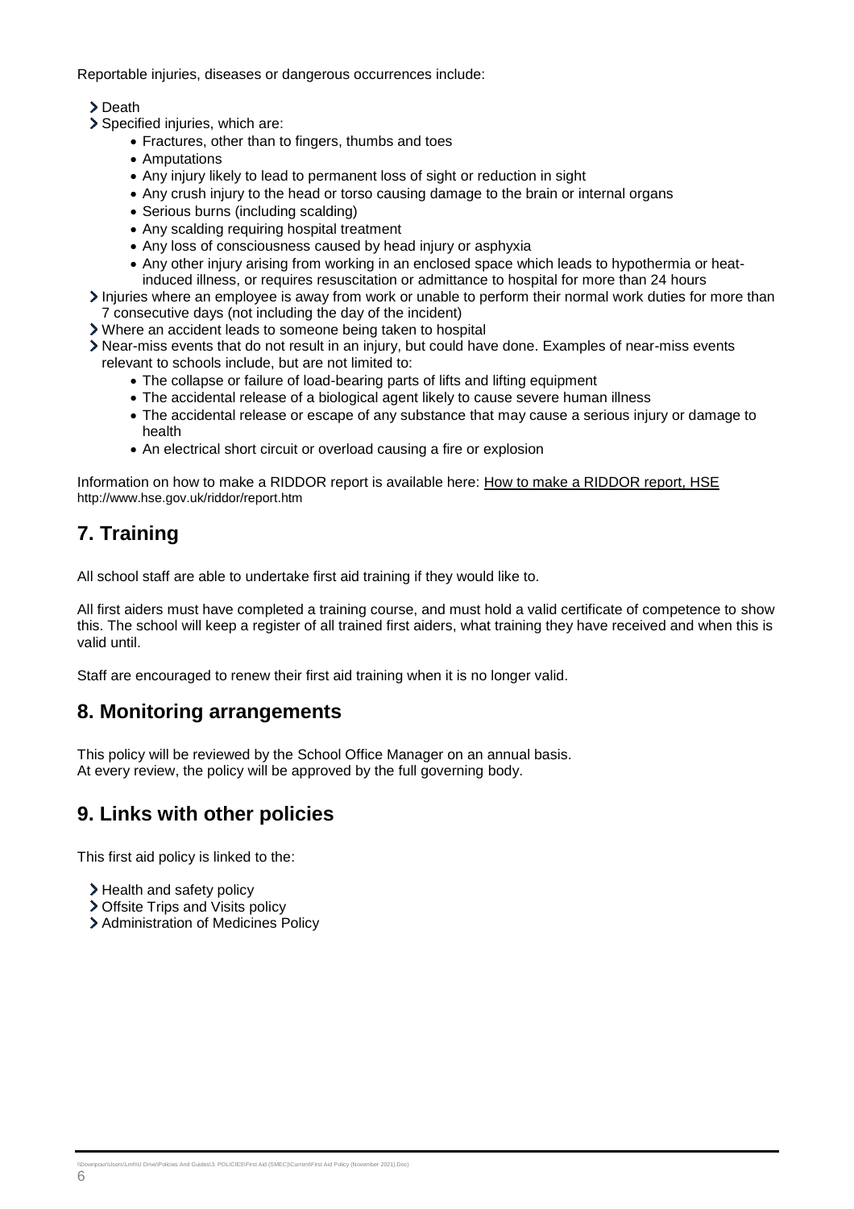Reportable injuries, diseases or dangerous occurrences include:

- Death
- Specified injuries, which are:
  - Fractures, other than to fingers, thumbs and toes
  - Amputations
  - Any injury likely to lead to permanent loss of sight or reduction in sight
  - Any crush injury to the head or torso causing damage to the brain or internal organs
  - Serious burns (including scalding)
  - Any scalding requiring hospital treatment
  - Any loss of consciousness caused by head injury or asphyxia
  - Any other injury arising from working in an enclosed space which leads to hypothermia or heat-induced illness, or requires resuscitation or admittance to hospital for more than 24 hours
- Injuries where an employee is away from work or unable to perform their normal work duties for more than 7 consecutive days (not including the day of the incident)
- Where an accident leads to someone being taken to hospital
- Near-miss events that do not result in an injury, but could have done. Examples of near-miss events relevant to schools include, but are not limited to:
  - The collapse or failure of load-bearing parts of lifts and lifting equipment
  - The accidental release of a biological agent likely to cause severe human illness
  - The accidental release or escape of any substance that may cause a serious injury or damage to health
  - An electrical short circuit or overload causing a fire or explosion

Information on how to make a RIDDOR report is available here: How to make a RIDDOR report, HSE
http://www.hse.gov.uk/riddor/report.htm

## 7. Training

All school staff are able to undertake first aid training if they would like to.

All first aiders must have completed a training course, and must hold a valid certificate of competence to show this. The school will keep a register of all trained first aiders, what training they have received and when this is valid until.

Staff are encouraged to renew their first aid training when it is no longer valid.

## 8. Monitoring arrangements

This policy will be reviewed by the School Office Manager on an annual basis.
At every review, the policy will be approved by the full governing body.

## 9. Links with other policies

This first aid policy is linked to the:

- Health and safety policy
- Offsite Trips and Visits policy
- Administration of Medicines Policy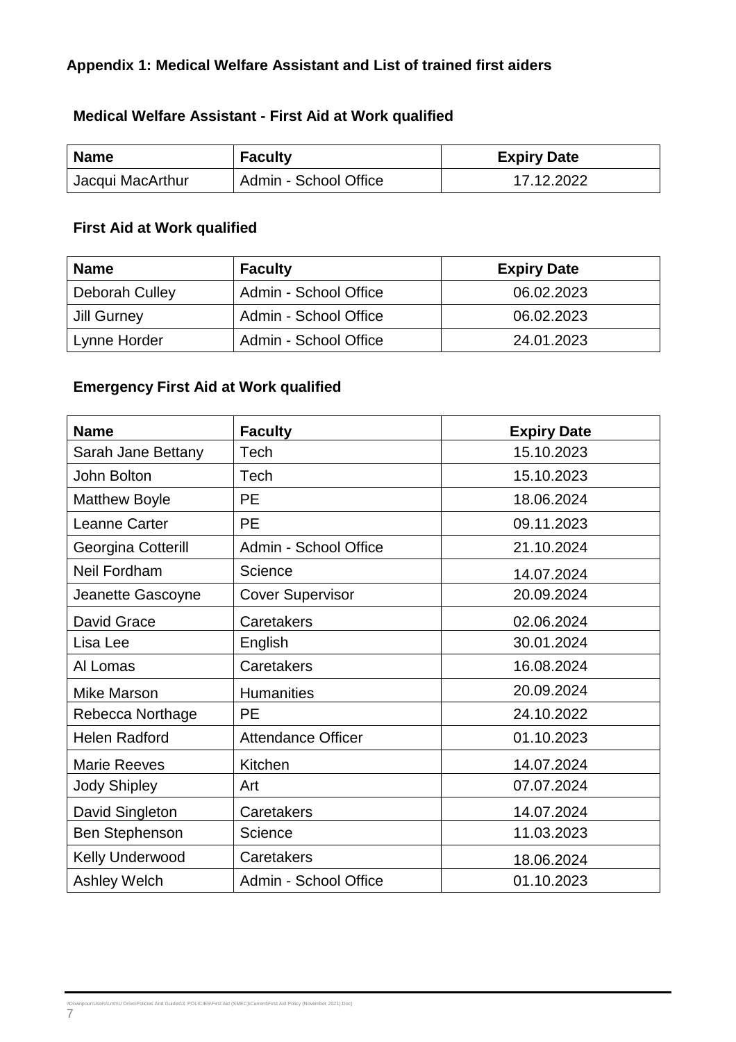## Appendix 1: Medical Welfare Assistant and List of trained first aiders

### Medical Welfare Assistant - First Aid at Work qualified

| Name | Faculty | Expiry Date |
|---|---|---|
| Jacqui MacArthur | Admin - School Office | 17.12.2022 |

### First Aid at Work qualified

| Name | Faculty | Expiry Date |
|---|---|---|
| Deborah Culley | Admin - School Office | 06.02.2023 |
| Jill Gurney | Admin - School Office | 06.02.2023 |
| Lynne Horder | Admin - School Office | 24.01.2023 |

### Emergency First Aid at Work qualified

| Name | Faculty | Expiry Date |
|---|---|---|
| Sarah Jane Bettany | Tech | 15.10.2023 |
| John Bolton | Tech | 15.10.2023 |
| Matthew Boyle | PE | 18.06.2024 |
| Leanne Carter | PE | 09.11.2023 |
| Georgina Cotterill | Admin - School Office | 21.10.2024 |
| Neil Fordham | Science | 14.07.2024 |
| Jeanette Gascoyne | Cover Supervisor | 20.09.2024 |
| David Grace | Caretakers | 02.06.2024 |
| Lisa Lee | English | 30.01.2024 |
| Al Lomas | Caretakers | 16.08.2024 |
| Mike Marson | Humanities | 20.09.2024 |
| Rebecca Northage | PE | 24.10.2022 |
| Helen Radford | Attendance Officer | 01.10.2023 |
| Marie Reeves | Kitchen | 14.07.2024 |
| Jody Shipley | Art | 07.07.2024 |
| David Singleton | Caretakers | 14.07.2024 |
| Ben Stephenson | Science | 11.03.2023 |
| Kelly Underwood | Caretakers | 18.06.2024 |
| Ashley Welch | Admin - School Office | 01.10.2023 |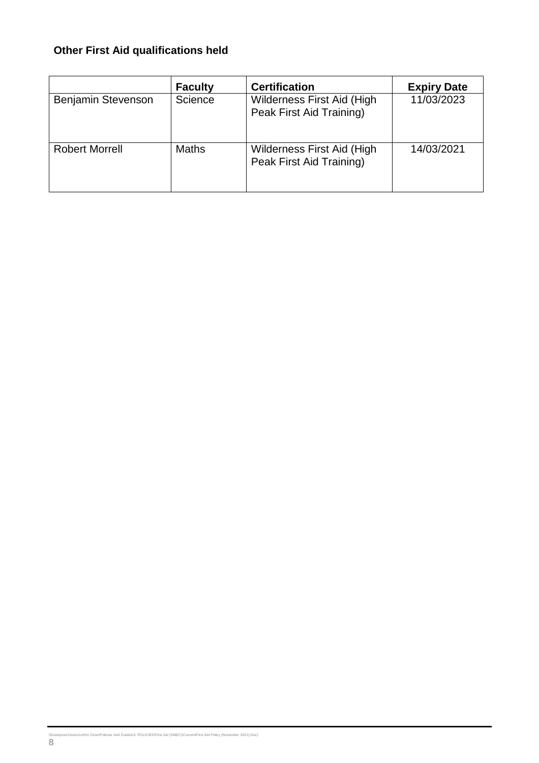**Other First Aid qualifications held**

| | Faculty | Certification | Expiry Date |
|---|---|---|---|
| Benjamin Stevenson | Science | Wilderness First Aid (High Peak First Aid Training) | 11/03/2023 |
| Robert Morrell | Maths | Wilderness First Aid (High Peak First Aid Training) | 14/03/2021 |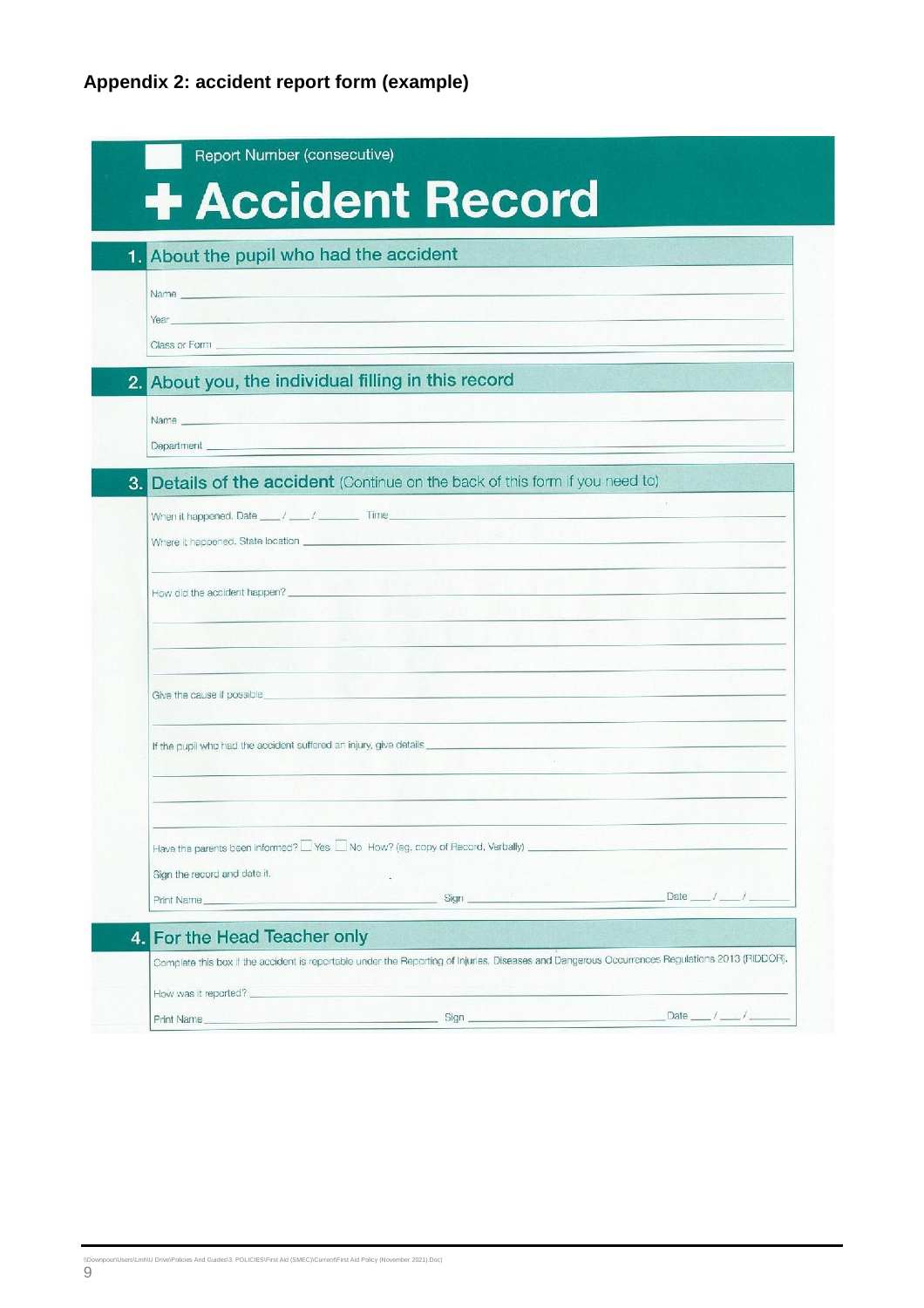**Appendix 2: accident report form (example)**

Report Number (consecutive)

# + Accident Record

## 1. About the pupil who had the accident

Name ______________________________

Year ______________________________

Class or Form ______________________________

## 2. About you, the individual filling in this record

Name ______________________________

Department ______________________________

## 3. Details of the accident (Continue on the back of this form if you need to)

When it happened. Date ___ / ___ / ______ Time ______________________________

Where it happened. State location ______________________________

______________________________

How did the accident happen? ______________________________

______________________________

______________________________

______________________________

Give the cause if possible ______________________________

______________________________

If the pupil who had the accident suffered an injury, give details ______________________________

______________________________

______________________________

______________________________

Have the parents been informed? ☐ Yes ☐ No How? (eg. copy of Record, Verbally) ______________________________

Sign the record and date it.

Print Name ______________________ Sign ______________________ Date ___ / ___ / ______

## 4. For the Head Teacher only

Complete this box if the accident is reportable under the Reporting of Injuries, Diseases and Dangerous Occurrences Regulations 2013 (RIDDOR).

How was it reported? ______________________________

Print Name ______________________ Sign ______________________ Date ___ / ___ / ______